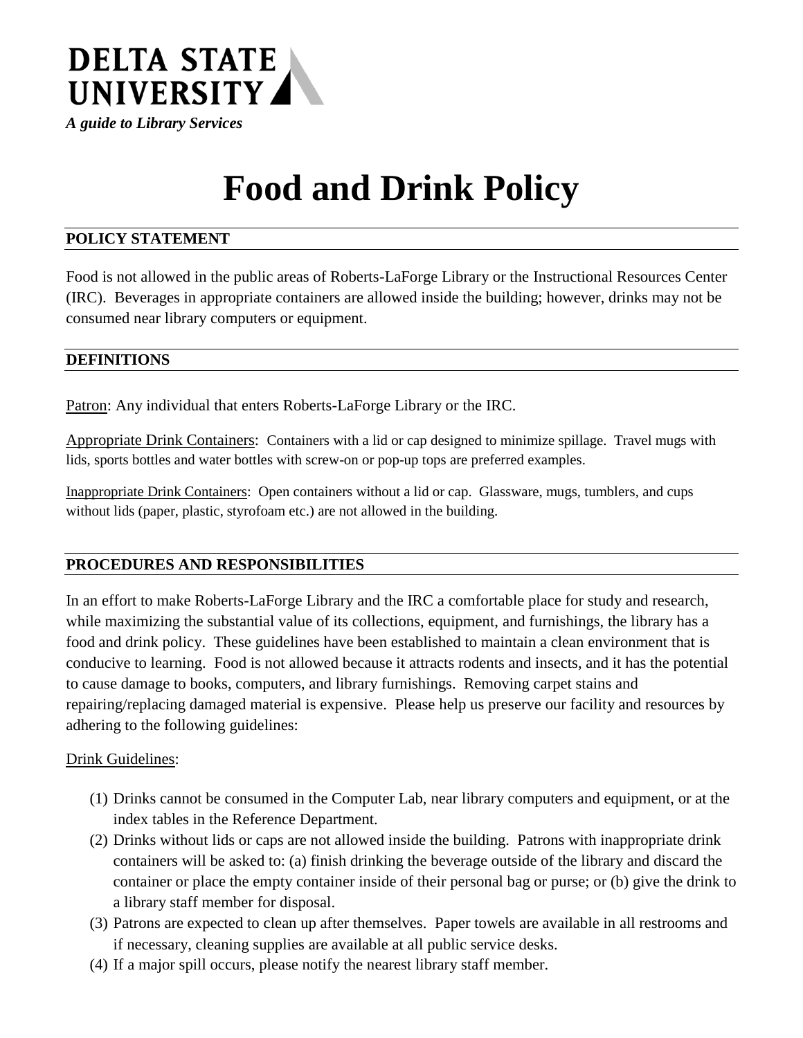**DELTA STATE UNIVERSITY**

*A guide to Library Services*

# Food and Drink Policy

## POLICY STATEMENT

Food is not allowed in the public areas of Roberts-LaForge Library or the Instructional Resources Center (IRC). Beverages in appropriate containers are allowed inside the building; however, drinks may not be consumed near library computers or equipment.

## DEFINITIONS

Patron: Any individual that enters Roberts-LaForge Library or the IRC.

Appropriate Drink Containers: Containers with a lid or cap designed to minimize spillage. Travel mugs with lids, sports bottles and water bottles with screw-on or pop-up tops are preferred examples.

Inappropriate Drink Containers: Open containers without a lid or cap. Glassware, mugs, tumblers, and cups without lids (paper, plastic, styrofoam etc.) are not allowed in the building.

## PROCEDURES AND RESPONSIBILITIES

In an effort to make Roberts-LaForge Library and the IRC a comfortable place for study and research, while maximizing the substantial value of its collections, equipment, and furnishings, the library has a food and drink policy. These guidelines have been established to maintain a clean environment that is conducive to learning. Food is not allowed because it attracts rodents and insects, and it has the potential to cause damage to books, computers, and library furnishings. Removing carpet stains and repairing/replacing damaged material is expensive. Please help us preserve our facility and resources by adhering to the following guidelines:

Drink Guidelines:

(1) Drinks cannot be consumed in the Computer Lab, near library computers and equipment, or at the index tables in the Reference Department.

(2) Drinks without lids or caps are not allowed inside the building. Patrons with inappropriate drink containers will be asked to: (a) finish drinking the beverage outside of the library and discard the container or place the empty container inside of their personal bag or purse; or (b) give the drink to a library staff member for disposal.

(3) Patrons are expected to clean up after themselves. Paper towels are available in all restrooms and if necessary, cleaning supplies are available at all public service desks.

(4) If a major spill occurs, please notify the nearest library staff member.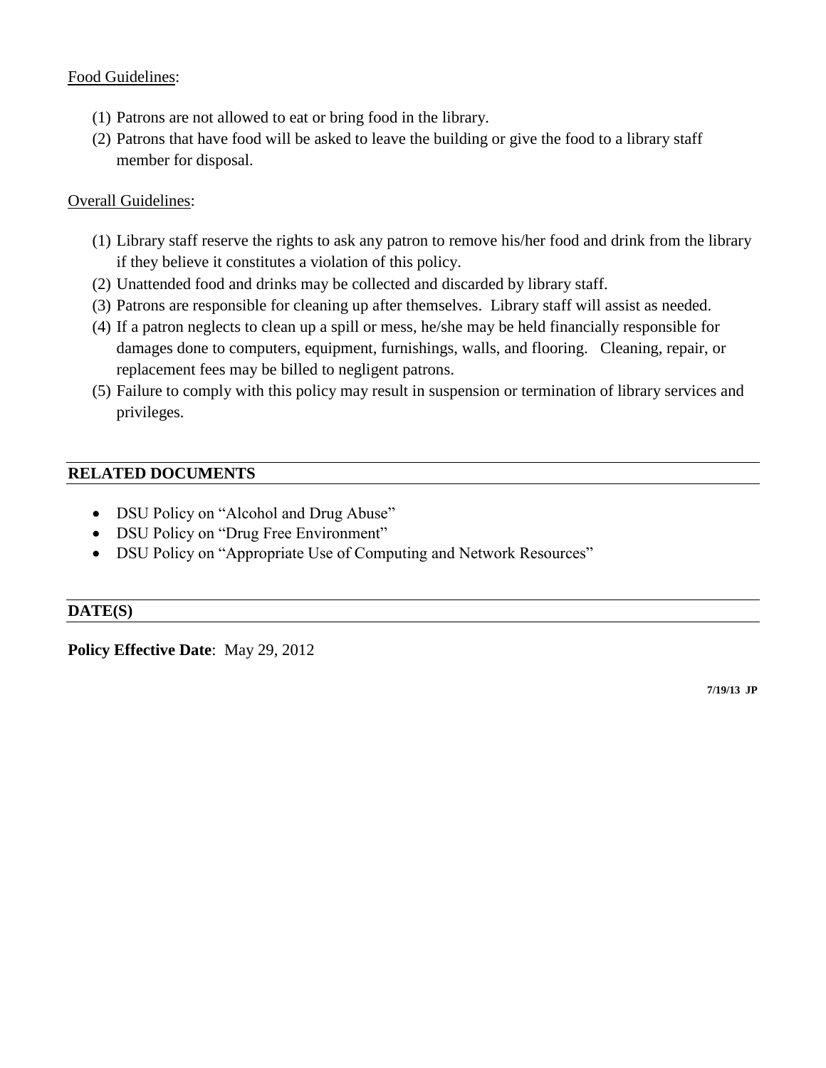Food Guidelines:

(1) Patrons are not allowed to eat or bring food in the library.
(2) Patrons that have food will be asked to leave the building or give the food to a library staff member for disposal.

Overall Guidelines:

(1) Library staff reserve the rights to ask any patron to remove his/her food and drink from the library if they believe it constitutes a violation of this policy.
(2) Unattended food and drinks may be collected and discarded by library staff.
(3) Patrons are responsible for cleaning up after themselves. Library staff will assist as needed.
(4) If a patron neglects to clean up a spill or mess, he/she may be held financially responsible for damages done to computers, equipment, furnishings, walls, and flooring. Cleaning, repair, or replacement fees may be billed to negligent patrons.
(5) Failure to comply with this policy may result in suspension or termination of library services and privileges.

## RELATED DOCUMENTS

- DSU Policy on "Alcohol and Drug Abuse"
- DSU Policy on "Drug Free Environment"
- DSU Policy on "Appropriate Use of Computing and Network Resources"

## DATE(S)

**Policy Effective Date**: May 29, 2012

**7/19/13 JP**